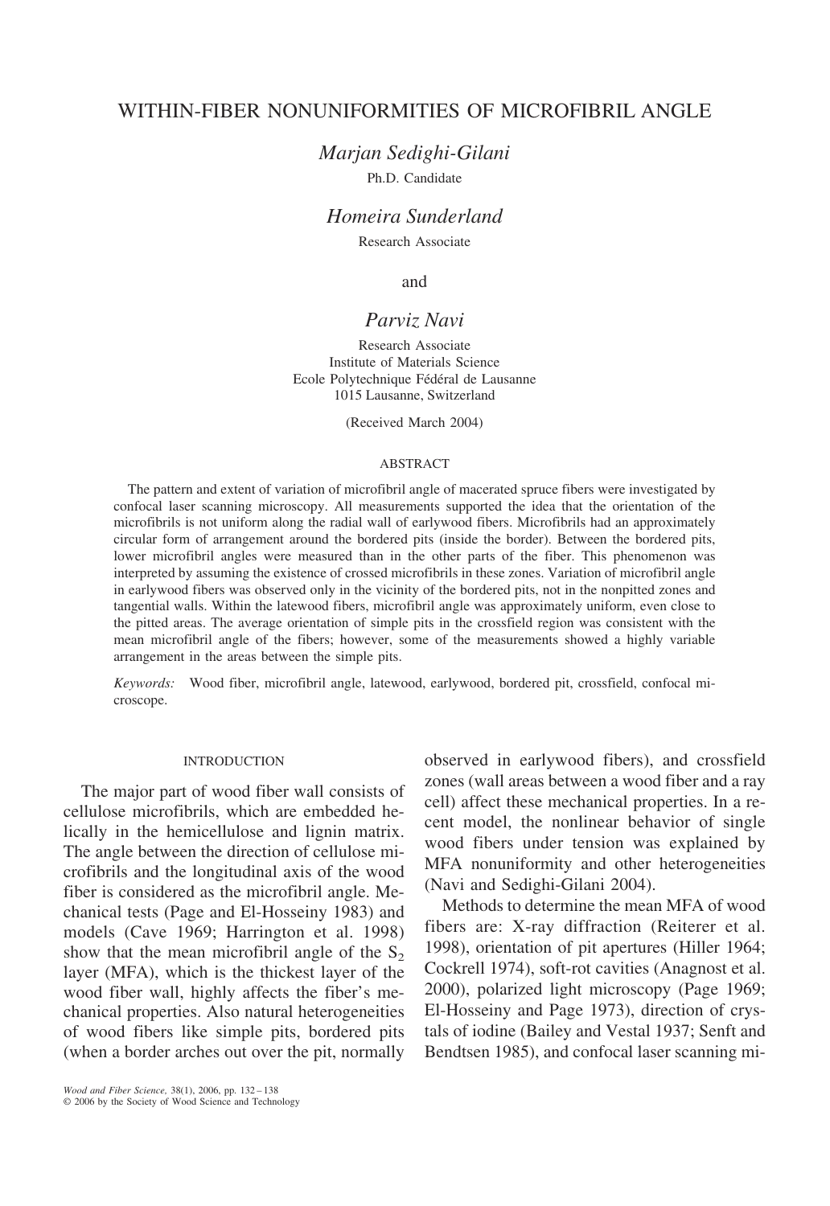# WITHIN-FIBER NONUNIFORMITIES OF MICROFIBRIL ANGLE

*Marjan Sedighi-Gilani*

Ph.D. Candidate

*Homeira Sunderland*

Research Associate

and

*Parviz Navi*

Research Associate
Institute of Materials Science
Ecole Polytechnique Fédéral de Lausanne
1015 Lausanne, Switzerland

(Received March 2004)

## ABSTRACT

The pattern and extent of variation of microfibril angle of macerated spruce fibers were investigated by confocal laser scanning microscopy. All measurements supported the idea that the orientation of the microfibrils is not uniform along the radial wall of earlywood fibers. Microfibrils had an approximately circular form of arrangement around the bordered pits (inside the border). Between the bordered pits, lower microfibril angles were measured than in the other parts of the fiber. This phenomenon was interpreted by assuming the existence of crossed microfibrils in these zones. Variation of microfibril angle in earlywood fibers was observed only in the vicinity of the bordered pits, not in the nonpitted zones and tangential walls. Within the latewood fibers, microfibril angle was approximately uniform, even close to the pitted areas. The average orientation of simple pits in the crossfield region was consistent with the mean microfibril angle of the fibers; however, some of the measurements showed a highly variable arrangement in the areas between the simple pits.

*Keywords:* Wood fiber, microfibril angle, latewood, earlywood, bordered pit, crossfield, confocal microscope.

## INTRODUCTION

The major part of wood fiber wall consists of cellulose microfibrils, which are embedded helically in the hemicellulose and lignin matrix. The angle between the direction of cellulose microfibrils and the longitudinal axis of the wood fiber is considered as the microfibril angle. Mechanical tests (Page and El-Hosseiny 1983) and models (Cave 1969; Harrington et al. 1998) show that the mean microfibril angle of the $S_2$ layer (MFA), which is the thickest layer of the wood fiber wall, highly affects the fiber's mechanical properties. Also natural heterogeneities of wood fibers like simple pits, bordered pits (when a border arches out over the pit, normally observed in earlywood fibers), and crossfield zones (wall areas between a wood fiber and a ray cell) affect these mechanical properties. In a recent model, the nonlinear behavior of single wood fibers under tension was explained by MFA nonuniformity and other heterogeneities (Navi and Sedighi-Gilani 2004).

Methods to determine the mean MFA of wood fibers are: X-ray diffraction (Reiterer et al. 1998), orientation of pit apertures (Hiller 1964; Cockrell 1974), soft-rot cavities (Anagnost et al. 2000), polarized light microscopy (Page 1969; El-Hosseiny and Page 1973), direction of crystals of iodine (Bailey and Vestal 1937; Senft and Bendtsen 1985), and confocal laser scanning mi-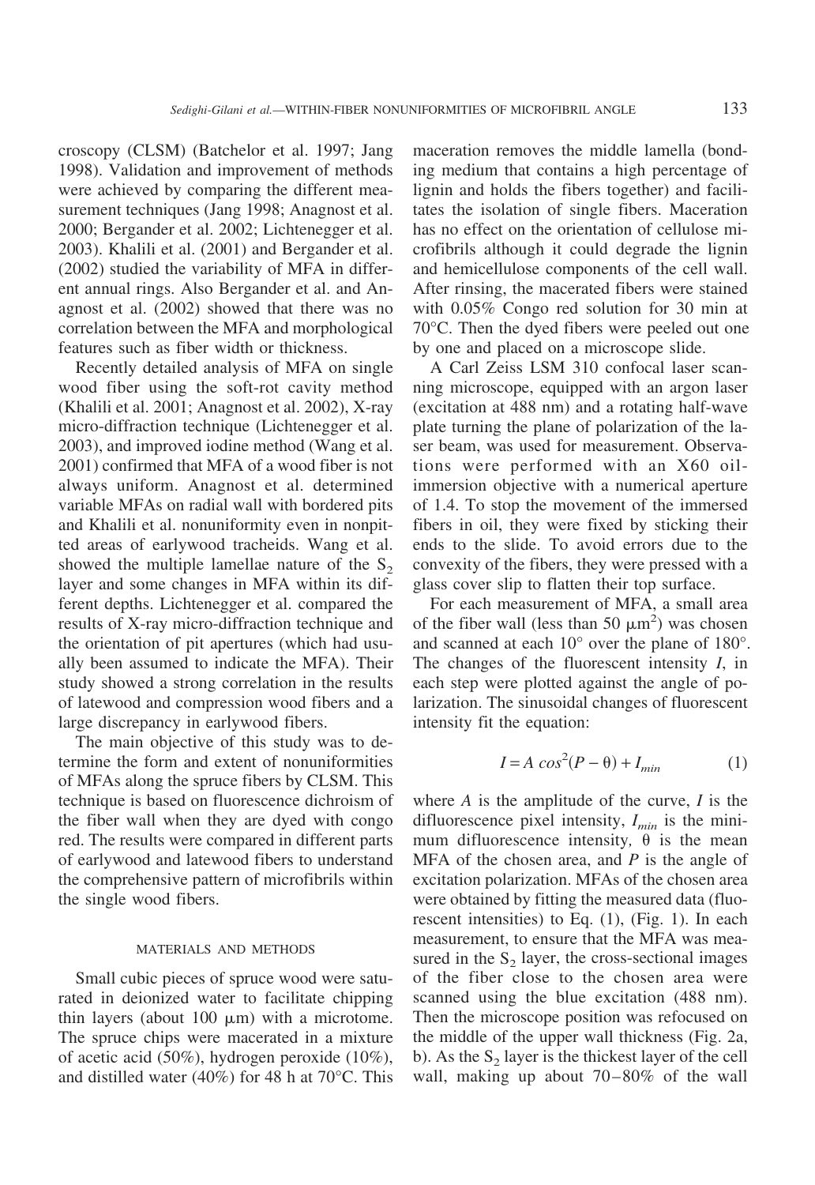croscopy (CLSM) (Batchelor et al. 1997; Jang 1998). Validation and improvement of methods were achieved by comparing the different measurement techniques (Jang 1998; Anagnost et al. 2000; Bergander et al. 2002; Lichtenegger et al. 2003). Khalili et al. (2001) and Bergander et al. (2002) studied the variability of MFA in different annual rings. Also Bergander et al. and Anagnost et al. (2002) showed that there was no correlation between the MFA and morphological features such as fiber width or thickness.

Recently detailed analysis of MFA on single wood fiber using the soft-rot cavity method (Khalili et al. 2001; Anagnost et al. 2002), X-ray micro-diffraction technique (Lichtenegger et al. 2003), and improved iodine method (Wang et al. 2001) confirmed that MFA of a wood fiber is not always uniform. Anagnost et al. determined variable MFAs on radial wall with bordered pits and Khalili et al. nonuniformity even in nonpitted areas of earlywood tracheids. Wang et al. showed the multiple lamellae nature of the $S_2$ layer and some changes in MFA within its different depths. Lichtenegger et al. compared the results of X-ray micro-diffraction technique and the orientation of pit apertures (which had usually been assumed to indicate the MFA). Their study showed a strong correlation in the results of latewood and compression wood fibers and a large discrepancy in earlywood fibers.

The main objective of this study was to determine the form and extent of nonuniformities of MFAs along the spruce fibers by CLSM. This technique is based on fluorescence dichroism of the fiber wall when they are dyed with congo red. The results were compared in different parts of earlywood and latewood fibers to understand the comprehensive pattern of microfibrils within the single wood fibers.

## MATERIALS AND METHODS

Small cubic pieces of spruce wood were saturated in deionized water to facilitate chipping thin layers (about 100 μm) with a microtome. The spruce chips were macerated in a mixture of acetic acid (50%), hydrogen peroxide (10%), and distilled water (40%) for 48 h at 70°C. This maceration removes the middle lamella (bonding medium that contains a high percentage of lignin and holds the fibers together) and facilitates the isolation of single fibers. Maceration has no effect on the orientation of cellulose microfibrils although it could degrade the lignin and hemicellulose components of the cell wall. After rinsing, the macerated fibers were stained with 0.05% Congo red solution for 30 min at 70°C. Then the dyed fibers were peeled out one by one and placed on a microscope slide.

A Carl Zeiss LSM 310 confocal laser scanning microscope, equipped with an argon laser (excitation at 488 nm) and a rotating half-wave plate turning the plane of polarization of the laser beam, was used for measurement. Observations were performed with an X60 oil-immersion objective with a numerical aperture of 1.4. To stop the movement of the immersed fibers in oil, they were fixed by sticking their ends to the slide. To avoid errors due to the convexity of the fibers, they were pressed with a glass cover slip to flatten their top surface.

For each measurement of MFA, a small area of the fiber wall (less than 50 $\mu m^2$) was chosen and scanned at each 10° over the plane of 180°. The changes of the fluorescent intensity $I$, in each step were plotted against the angle of polarization. The sinusoidal changes of fluorescent intensity fit the equation:

$$I = A\cos^2(P - \theta) + I_{min} \tag{1}$$

where $A$ is the amplitude of the curve, $I$ is the difluorescence pixel intensity, $I_{min}$ is the minimum difluorescence intensity, $\theta$ is the mean MFA of the chosen area, and $P$ is the angle of excitation polarization. MFAs of the chosen area were obtained by fitting the measured data (fluorescent intensities) to Eq. (1), (Fig. 1). In each measurement, to ensure that the MFA was measured in the $S_2$ layer, the cross-sectional images of the fiber close to the chosen area were scanned using the blue excitation (488 nm). Then the microscope position was refocused on the middle of the upper wall thickness (Fig. 2a, b). As the $S_2$ layer is the thickest layer of the cell wall, making up about 70–80% of the wall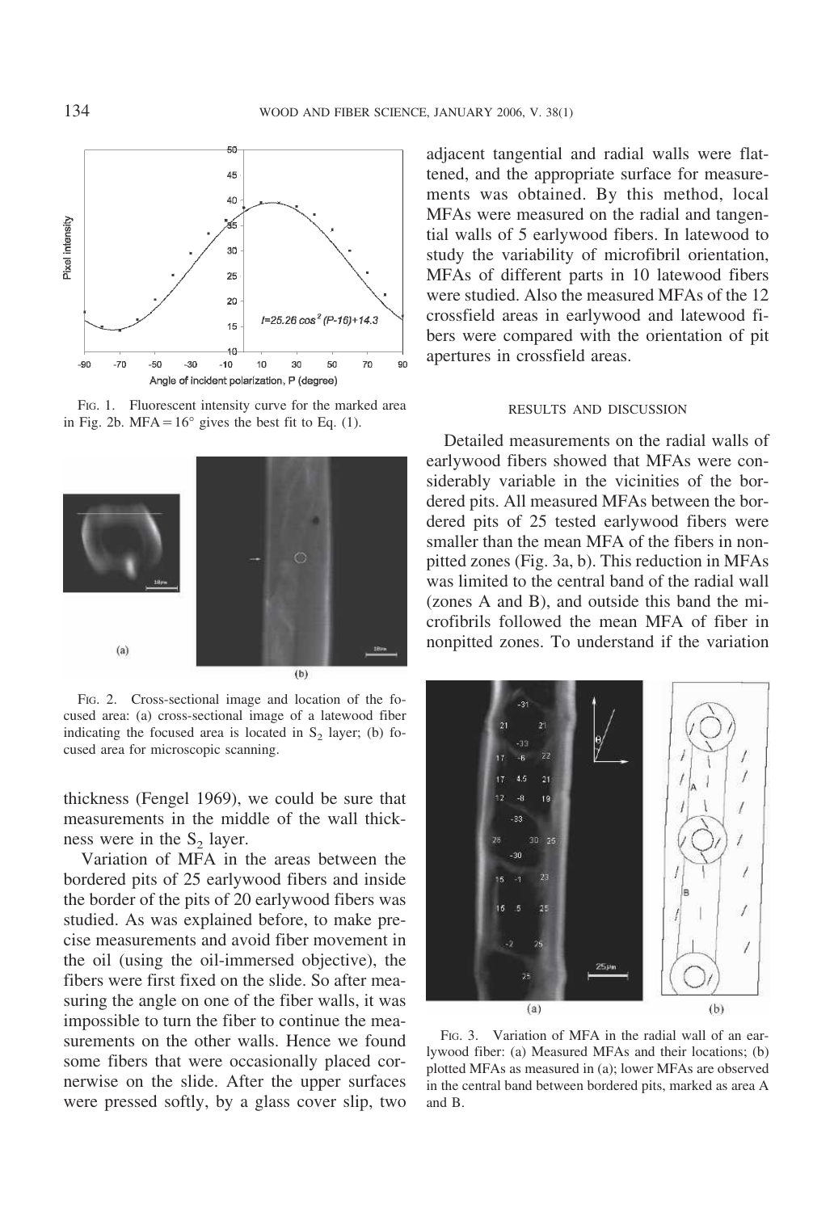FIG. 1. Fluorescent intensity curve for the marked area in Fig. 2b. MFA = 16° gives the best fit to Eq. (1).

FIG. 2. Cross-sectional image and location of the focused area: (a) cross-sectional image of a latewood fiber indicating the focused area is located in $S_2$ layer; (b) focused area for microscopic scanning.

thickness (Fengel 1969), we could be sure that measurements in the middle of the wall thickness were in the $S_2$ layer.

Variation of MFA in the areas between the bordered pits of 25 earlywood fibers and inside the border of the pits of 20 earlywood fibers was studied. As was explained before, to make precise measurements and avoid fiber movement in the oil (using the oil-immersed objective), the fibers were first fixed on the slide. So after measuring the angle on one of the fiber walls, it was impossible to turn the fiber to continue the measurements on the other walls. Hence we found some fibers that were occasionally placed cornerwise on the slide. After the upper surfaces were pressed softly, by a glass cover slip, two adjacent tangential and radial walls were flattened, and the appropriate surface for measurements was obtained. By this method, local MFAs were measured on the radial and tangential walls of 5 earlywood fibers. In latewood to study the variability of microfibril orientation, MFAs of different parts in 10 latewood fibers were studied. Also the measured MFAs of the 12 crossfield areas in earlywood and latewood fibers were compared with the orientation of pit apertures in crossfield areas.

## RESULTS AND DISCUSSION

Detailed measurements on the radial walls of earlywood fibers showed that MFAs were considerably variable in the vicinities of the bordered pits. All measured MFAs between the bordered pits of 25 tested earlywood fibers were smaller than the mean MFA of the fibers in nonpitted zones (Fig. 3a, b). This reduction in MFAs was limited to the central band of the radial wall (zones A and B), and outside this band the microfibrils followed the mean MFA of fiber in nonpitted zones. To understand if the variation

FIG. 3. Variation of MFA in the radial wall of an earlywood fiber: (a) Measured MFAs and their locations; (b) plotted MFAs as measured in (a); lower MFAs are observed in the central band between bordered pits, marked as area A and B.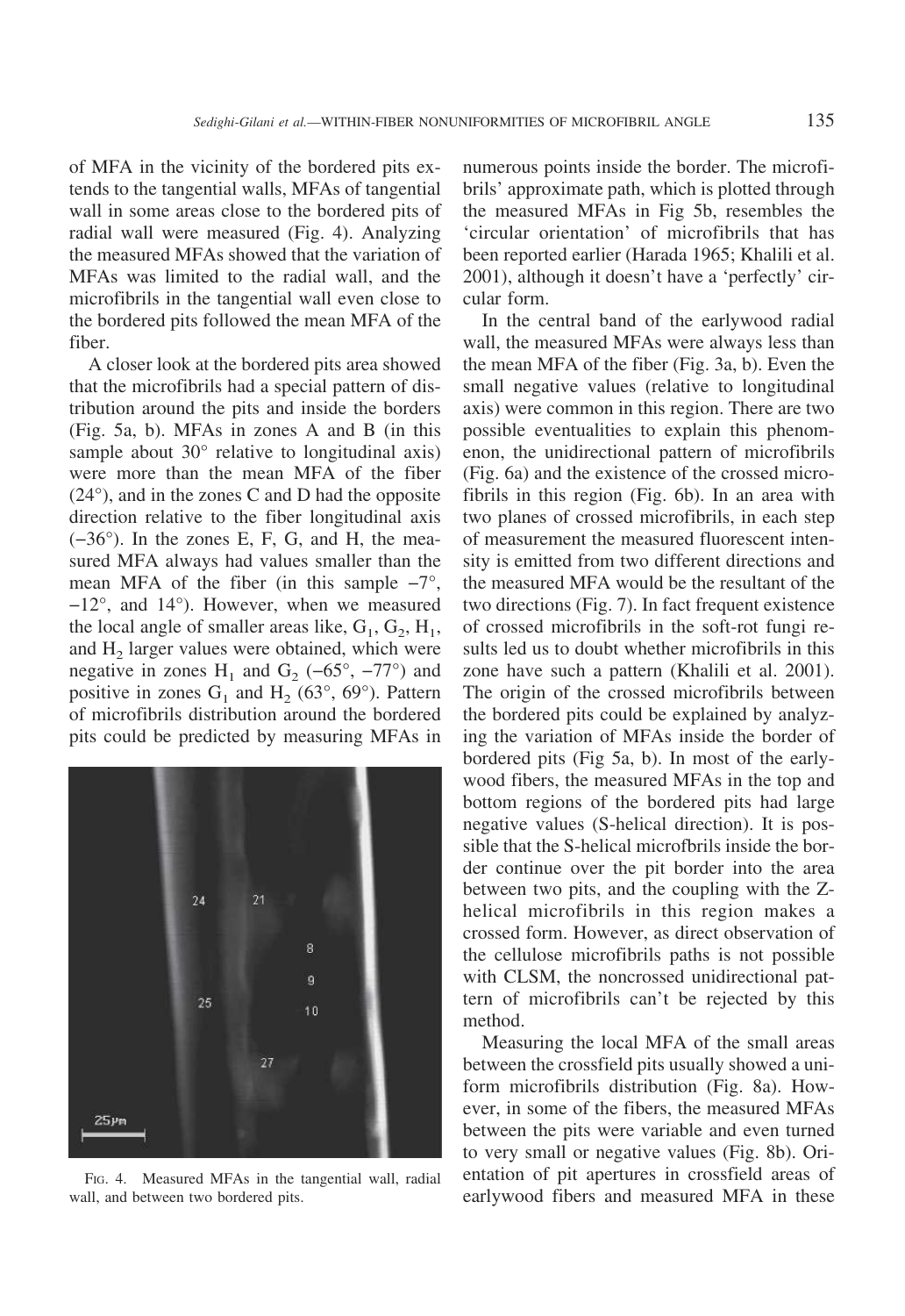of MFA in the vicinity of the bordered pits extends to the tangential walls, MFAs of tangential wall in some areas close to the bordered pits of radial wall were measured (Fig. 4). Analyzing the measured MFAs showed that the variation of MFAs was limited to the radial wall, and the microfibrils in the tangential wall even close to the bordered pits followed the mean MFA of the fiber.

A closer look at the bordered pits area showed that the microfibrils had a special pattern of distribution around the pits and inside the borders (Fig. 5a, b). MFAs in zones A and B (in this sample about 30° relative to longitudinal axis) were more than the mean MFA of the fiber (24°), and in the zones C and D had the opposite direction relative to the fiber longitudinal axis (−36°). In the zones E, F, G, and H, the measured MFA always had values smaller than the mean MFA of the fiber (in this sample −7°, −12°, and 14°). However, when we measured the local angle of smaller areas like, $G_1$, $G_2$, $H_1$, and $H_2$ larger values were obtained, which were negative in zones $H_1$ and $G_2$ (−65°, −77°) and positive in zones $G_1$ and $H_2$ (63°, 69°). Pattern of microfibrils distribution around the bordered pits could be predicted by measuring MFAs in numerous points inside the border. The microfibrils' approximate path, which is plotted through the measured MFAs in Fig 5b, resembles the 'circular orientation' of microfibrils that has been reported earlier (Harada 1965; Khalili et al. 2001), although it doesn't have a 'perfectly' circular form.

FIG. 4. Measured MFAs in the tangential wall, radial wall, and between two bordered pits.

In the central band of the earlywood radial wall, the measured MFAs were always less than the mean MFA of the fiber (Fig. 3a, b). Even the small negative values (relative to longitudinal axis) were common in this region. There are two possible eventualities to explain this phenomenon, the unidirectional pattern of microfibrils (Fig. 6a) and the existence of the crossed microfibrils in this region (Fig. 6b). In an area with two planes of crossed microfibrils, in each step of measurement the measured fluorescent intensity is emitted from two different directions and the measured MFA would be the resultant of the two directions (Fig. 7). In fact frequent existence of crossed microfibrils in the soft-rot fungi results led us to doubt whether microfibrils in this zone have such a pattern (Khalili et al. 2001). The origin of the crossed microfibrils between the bordered pits could be explained by analyzing the variation of MFAs inside the border of bordered pits (Fig 5a, b). In most of the earlywood fibers, the measured MFAs in the top and bottom regions of the bordered pits had large negative values (S-helical direction). It is possible that the S-helical microfbrils inside the border continue over the pit border into the area between two pits, and the coupling with the Z-helical microfibrils in this region makes a crossed form. However, as direct observation of the cellulose microfibrils paths is not possible with CLSM, the noncrossed unidirectional pattern of microfibrils can't be rejected by this method.

Measuring the local MFA of the small areas between the crossfield pits usually showed a uniform microfibrils distribution (Fig. 8a). However, in some of the fibers, the measured MFAs between the pits were variable and even turned to very small or negative values (Fig. 8b). Orientation of pit apertures in crossfield areas of earlywood fibers and measured MFA in these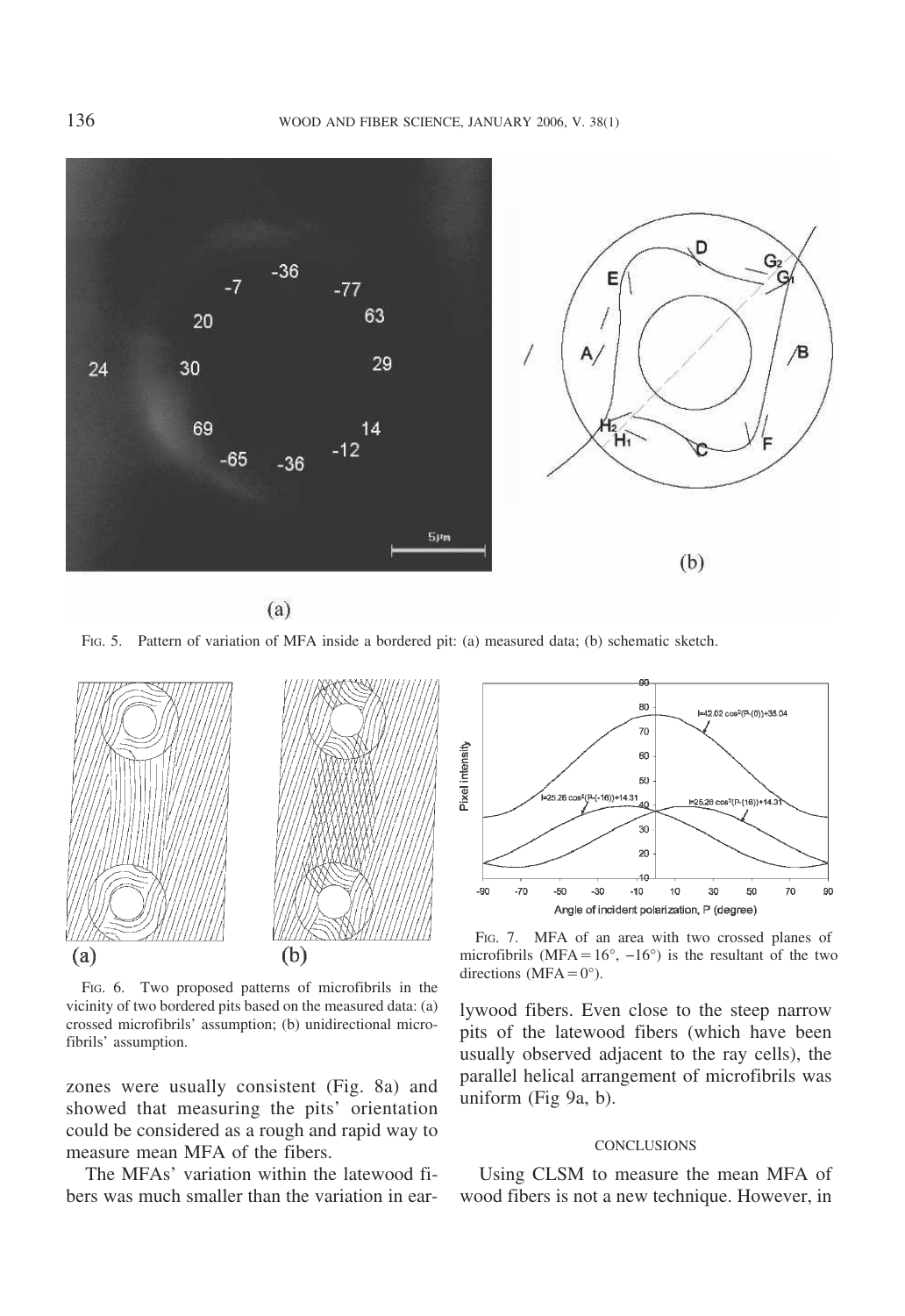FIG. 5. Pattern of variation of MFA inside a bordered pit: (a) measured data; (b) schematic sketch.

FIG. 6. Two proposed patterns of microfibrils in the vicinity of two bordered pits based on the measured data: (a) crossed microfibrils' assumption; (b) unidirectional microfibrils' assumption.

FIG. 7. MFA of an area with two crossed planes of microfibrils (MFA = 16°, −16°) is the resultant of the two directions (MFA = 0°).

zones were usually consistent (Fig. 8a) and showed that measuring the pits' orientation could be considered as a rough and rapid way to measure mean MFA of the fibers.

The MFAs' variation within the latewood fibers was much smaller than the variation in earlywood fibers. Even close to the steep narrow pits of the latewood fibers (which have been usually observed adjacent to the ray cells), the parallel helical arrangement of microfibrils was uniform (Fig 9a, b).

## CONCLUSIONS

Using CLSM to measure the mean MFA of wood fibers is not a new technique. However, in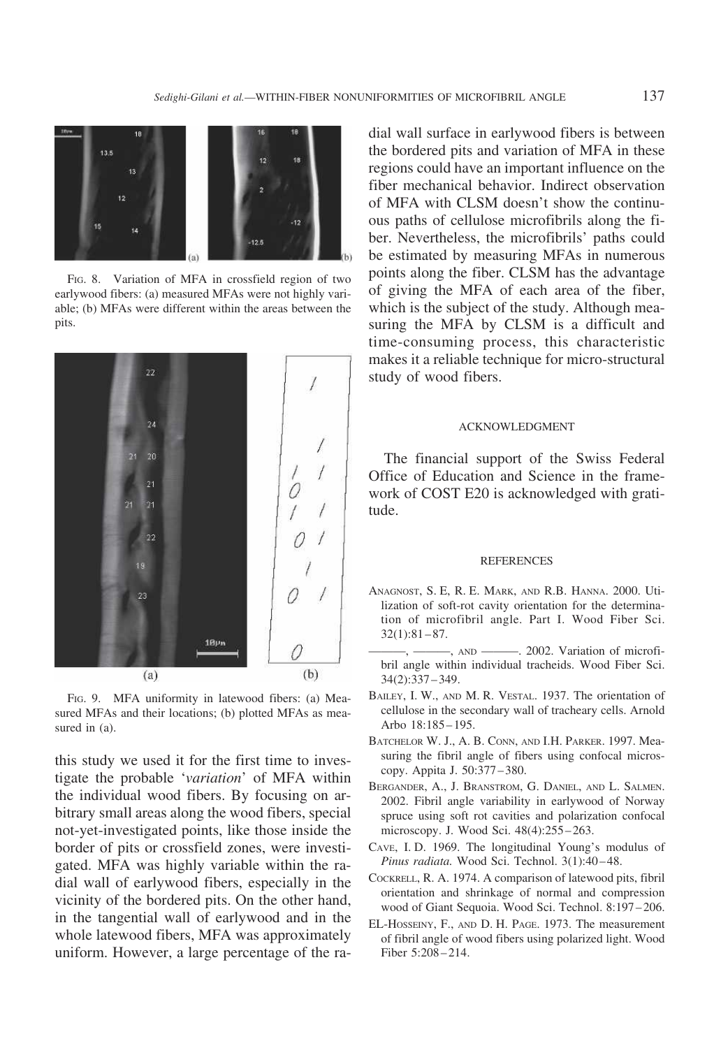FIG. 8. Variation of MFA in crossfield region of two earlywood fibers: (a) measured MFAs were not highly variable; (b) MFAs were different within the areas between the pits.

FIG. 9. MFA uniformity in latewood fibers: (a) Measured MFAs and their locations; (b) plotted MFAs as measured in (a).

this study we used it for the first time to investigate the probable '*variation*' of MFA within the individual wood fibers. By focusing on arbitrary small areas along the wood fibers, special not-yet-investigated points, like those inside the border of pits or crossfield zones, were investigated. MFA was highly variable within the radial wall of earlywood fibers, especially in the vicinity of the bordered pits. On the other hand, in the tangential wall of earlywood and in the whole latewood fibers, MFA was approximately uniform. However, a large percentage of the radial wall surface in earlywood fibers is between the bordered pits and variation of MFA in these regions could have an important influence on the fiber mechanical behavior. Indirect observation of MFA with CLSM doesn't show the continuous paths of cellulose microfibrils along the fiber. Nevertheless, the microfibrils' paths could be estimated by measuring MFAs in numerous points along the fiber. CLSM has the advantage of giving the MFA of each area of the fiber, which is the subject of the study. Although measuring the MFA by CLSM is a difficult and time-consuming process, this characteristic makes it a reliable technique for micro-structural study of wood fibers.

## ACKNOWLEDGMENT

The financial support of the Swiss Federal Office of Education and Science in the framework of COST E20 is acknowledged with gratitude.

## REFERENCES

ANAGNOST, S. E, R. E. MARK, AND R.B. HANNA. 2000. Utilization of soft-rot cavity orientation for the determination of microfibril angle. Part I. Wood Fiber Sci. 32(1):81–87.

———, ———, AND ———. 2002. Variation of microfibril angle within individual tracheids. Wood Fiber Sci. 34(2):337–349.

BAILEY, I. W., AND M. R. VESTAL. 1937. The orientation of cellulose in the secondary wall of tracheary cells. Arnold Arbo 18:185–195.

BATCHELOR W. J., A. B. CONN, AND I.H. PARKER. 1997. Measuring the fibril angle of fibers using confocal microscopy. Appita J. 50:377–380.

BERGANDER, A., J. BRANSTROM, G. DANIEL, AND L. SALMEN. 2002. Fibril angle variability in earlywood of Norway spruce using soft rot cavities and polarization confocal microscopy. J. Wood Sci. 48(4):255–263.

CAVE, I. D. 1969. The longitudinal Young's modulus of *Pinus radiata.* Wood Sci. Technol. 3(1):40–48.

COCKRELL, R. A. 1974. A comparison of latewood pits, fibril orientation and shrinkage of normal and compression wood of Giant Sequoia. Wood Sci. Technol. 8:197–206.

EL-HOSSEINY, F., AND D. H. PAGE. 1973. The measurement of fibril angle of wood fibers using polarized light. Wood Fiber 5:208–214.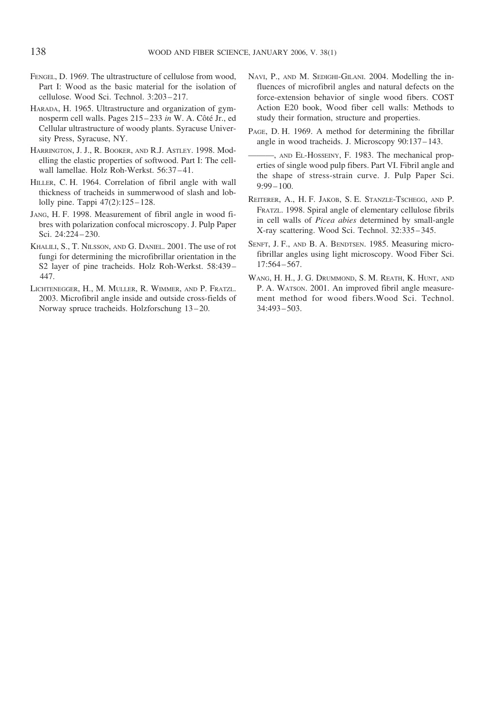FENGEL, D. 1969. The ultrastructure of cellulose from wood, Part I: Wood as the basic material for the isolation of cellulose. Wood Sci. Technol. 3:203–217.

HARADA, H. 1965. Ultrastructure and organization of gymnosperm cell walls. Pages 215–233 *in* W. A. Côté Jr., ed Cellular ultrastructure of woody plants. Syracuse University Press, Syracuse, NY.

HARRINGTON, J. J., R. BOOKER, AND R.J. ASTLEY. 1998. Modelling the elastic properties of softwood. Part I: The cell-wall lamellae. Holz Roh-Werkst. 56:37–41.

HILLER, C. H. 1964. Correlation of fibril angle with wall thickness of tracheids in summerwood of slash and loblolly pine. Tappi 47(2):125–128.

JANG, H. F. 1998. Measurement of fibril angle in wood fibres with polarization confocal microscopy. J. Pulp Paper Sci. 24:224–230.

KHALILI, S., T. NILSSON, AND G. DANIEL. 2001. The use of rot fungi for determining the microfibrillar orientation in the S2 layer of pine tracheids. Holz Roh-Werkst. 58:439–447.

LICHTENEGGER, H., M. MULLER, R. WIMMER, AND P. FRATZL. 2003. Microfibril angle inside and outside cross-fields of Norway spruce tracheids. Holzforschung 13–20.

NAVI, P., AND M. SEDIGHI-GILANI. 2004. Modelling the influences of microfibril angles and natural defects on the force-extension behavior of single wood fibers. COST Action E20 book, Wood fiber cell walls: Methods to study their formation, structure and properties.

PAGE, D. H. 1969. A method for determining the fibrillar angle in wood tracheids. J. Microscopy 90:137–143.

———, AND EL-HOSSEINY, F. 1983. The mechanical properties of single wood pulp fibers. Part VI. Fibril angle and the shape of stress-strain curve. J. Pulp Paper Sci. 9:99–100.

REITERER, A., H. F. JAKOB, S. E. STANZLE-TSCHEGG, AND P. FRATZL. 1998. Spiral angle of elementary cellulose fibrils in cell walls of *Picea abies* determined by small-angle X-ray scattering. Wood Sci. Technol. 32:335–345.

SENFT, J. F., AND B. A. BENDTSEN. 1985. Measuring microfibrillar angles using light microscopy. Wood Fiber Sci. 17:564–567.

WANG, H. H., J. G. DRUMMOND, S. M. REATH, K. HUNT, AND P. A. WATSON. 2001. An improved fibril angle measurement method for wood fibers.Wood Sci. Technol. 34:493–503.